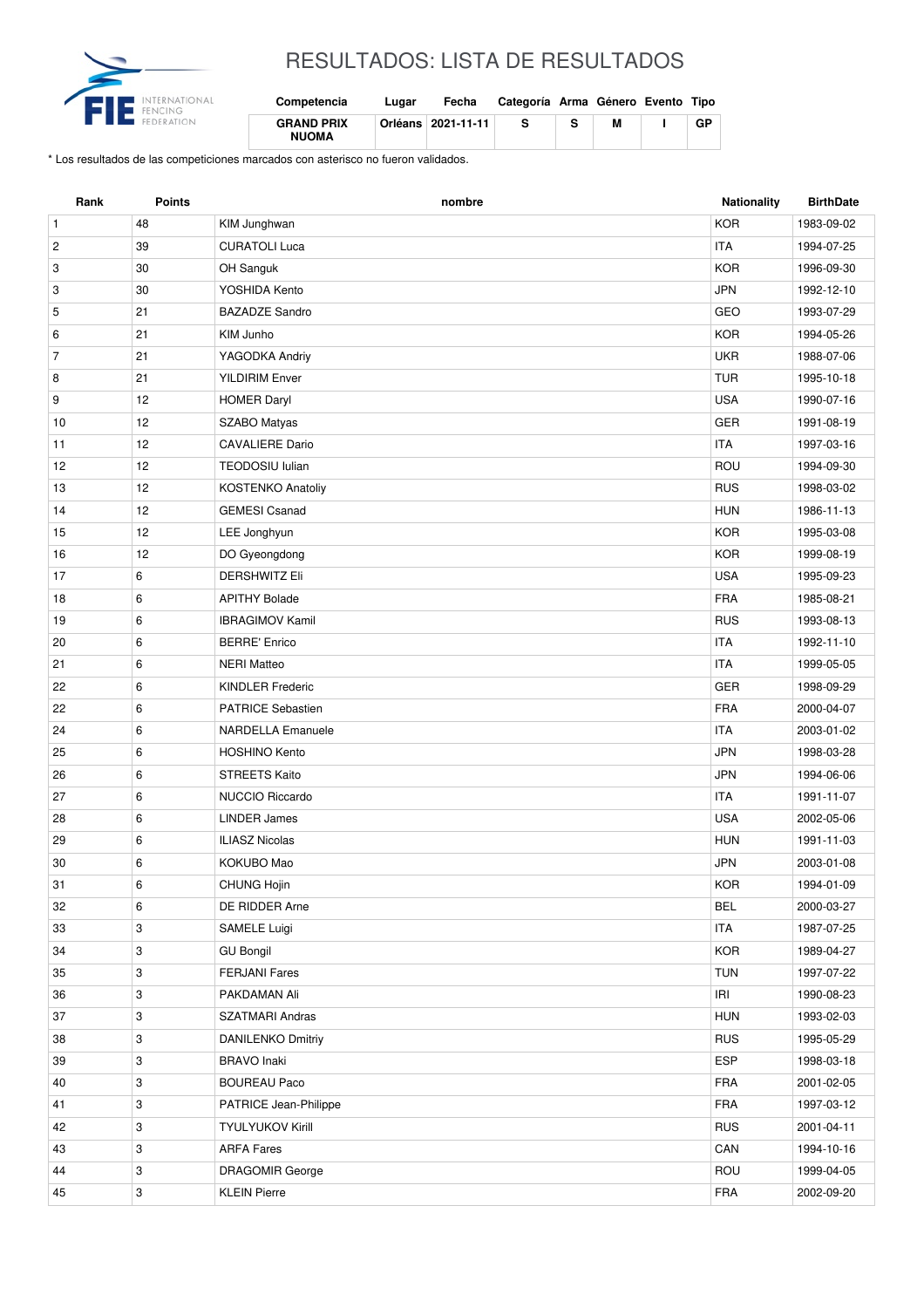# RESULTADOS: LISTA DE RESULTADOS

| Competencia | Lugar | Fecha | Categoría | Arma | Género | Evento | Tipo |
|---|---|---|---|---|---|---|---|
| **GRAND PRIX NUOMA** | **Orléans** | **2021-11-11** | **S** | **S** | **M** | **I** | **GP** |

\* Los resultados de las competiciones marcados con asterisco no fueron validados.

| Rank | Points | nombre | Nationality | BirthDate |
|---|---|---|---|---|
| 1 | 48 | KIM Junghwan | KOR | 1983-09-02 |
| 2 | 39 | CURATOLI Luca | ITA | 1994-07-25 |
| 3 | 30 | OH Sanguk | KOR | 1996-09-30 |
| 3 | 30 | YOSHIDA Kento | JPN | 1992-12-10 |
| 5 | 21 | BAZADZE Sandro | GEO | 1993-07-29 |
| 6 | 21 | KIM Junho | KOR | 1994-05-26 |
| 7 | 21 | YAGODKA Andriy | UKR | 1988-07-06 |
| 8 | 21 | YILDIRIM Enver | TUR | 1995-10-18 |
| 9 | 12 | HOMER Daryl | USA | 1990-07-16 |
| 10 | 12 | SZABO Matyas | GER | 1991-08-19 |
| 11 | 12 | CAVALIERE Dario | ITA | 1997-03-16 |
| 12 | 12 | TEODOSIU Iulian | ROU | 1994-09-30 |
| 13 | 12 | KOSTENKO Anatoliy | RUS | 1998-03-02 |
| 14 | 12 | GEMESI Csanad | HUN | 1986-11-13 |
| 15 | 12 | LEE Jonghyun | KOR | 1995-03-08 |
| 16 | 12 | DO Gyeongdong | KOR | 1999-08-19 |
| 17 | 6 | DERSHWITZ Eli | USA | 1995-09-23 |
| 18 | 6 | APITHY Bolade | FRA | 1985-08-21 |
| 19 | 6 | IBRAGIMOV Kamil | RUS | 1993-08-13 |
| 20 | 6 | BERRE' Enrico | ITA | 1992-11-10 |
| 21 | 6 | NERI Matteo | ITA | 1999-05-05 |
| 22 | 6 | KINDLER Frederic | GER | 1998-09-29 |
| 22 | 6 | PATRICE Sebastien | FRA | 2000-04-07 |
| 24 | 6 | NARDELLA Emanuele | ITA | 2003-01-02 |
| 25 | 6 | HOSHINO Kento | JPN | 1998-03-28 |
| 26 | 6 | STREETS Kaito | JPN | 1994-06-06 |
| 27 | 6 | NUCCIO Riccardo | ITA | 1991-11-07 |
| 28 | 6 | LINDER James | USA | 2002-05-06 |
| 29 | 6 | ILIASZ Nicolas | HUN | 1991-11-03 |
| 30 | 6 | KOKUBO Mao | JPN | 2003-01-08 |
| 31 | 6 | CHUNG Hojin | KOR | 1994-01-09 |
| 32 | 6 | DE RIDDER Arne | BEL | 2000-03-27 |
| 33 | 3 | SAMELE Luigi | ITA | 1987-07-25 |
| 34 | 3 | GU Bongil | KOR | 1989-04-27 |
| 35 | 3 | FERJANI Fares | TUN | 1997-07-22 |
| 36 | 3 | PAKDAMAN Ali | IRI | 1990-08-23 |
| 37 | 3 | SZATMARI Andras | HUN | 1993-02-03 |
| 38 | 3 | DANILENKO Dmitriy | RUS | 1995-05-29 |
| 39 | 3 | BRAVO Inaki | ESP | 1998-03-18 |
| 40 | 3 | BOUREAU Paco | FRA | 2001-02-05 |
| 41 | 3 | PATRICE Jean-Philippe | FRA | 1997-03-12 |
| 42 | 3 | TYULYUKOV Kirill | RUS | 2001-04-11 |
| 43 | 3 | ARFA Fares | CAN | 1994-10-16 |
| 44 | 3 | DRAGOMIR George | ROU | 1999-04-05 |
| 45 | 3 | KLEIN Pierre | FRA | 2002-09-20 |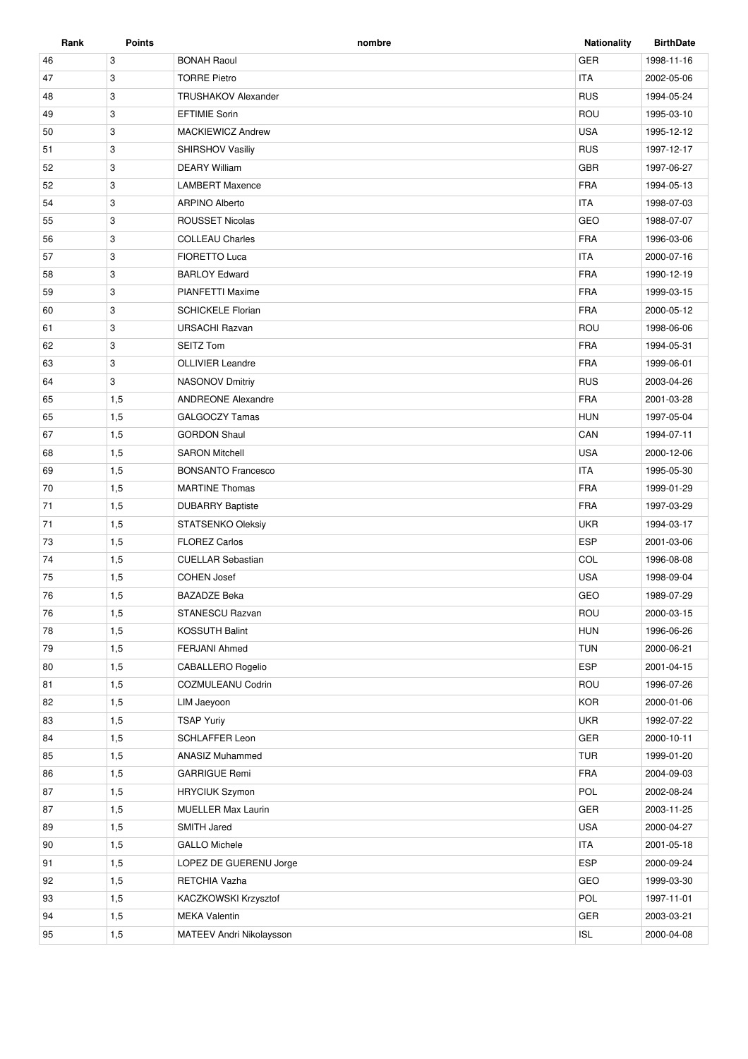| Rank | Points | nombre | Nationality | BirthDate |
| --- | --- | --- | --- | --- |
| 46 | 3 | BONAH Raoul | GER | 1998-11-16 |
| 47 | 3 | TORRE Pietro | ITA | 2002-05-06 |
| 48 | 3 | TRUSHAKOV Alexander | RUS | 1994-05-24 |
| 49 | 3 | EFTIMIE Sorin | ROU | 1995-03-10 |
| 50 | 3 | MACKIEWICZ Andrew | USA | 1995-12-12 |
| 51 | 3 | SHIRSHOV Vasiliy | RUS | 1997-12-17 |
| 52 | 3 | DEARY William | GBR | 1997-06-27 |
| 52 | 3 | LAMBERT Maxence | FRA | 1994-05-13 |
| 54 | 3 | ARPINO Alberto | ITA | 1998-07-03 |
| 55 | 3 | ROUSSET Nicolas | GEO | 1988-07-07 |
| 56 | 3 | COLLEAU Charles | FRA | 1996-03-06 |
| 57 | 3 | FIORETTO Luca | ITA | 2000-07-16 |
| 58 | 3 | BARLOY Edward | FRA | 1990-12-19 |
| 59 | 3 | PIANFETTI Maxime | FRA | 1999-03-15 |
| 60 | 3 | SCHICKELE Florian | FRA | 2000-05-12 |
| 61 | 3 | URSACHI Razvan | ROU | 1998-06-06 |
| 62 | 3 | SEITZ Tom | FRA | 1994-05-31 |
| 63 | 3 | OLLIVIER Leandre | FRA | 1999-06-01 |
| 64 | 3 | NASONOV Dmitriy | RUS | 2003-04-26 |
| 65 | 1,5 | ANDREONE Alexandre | FRA | 2001-03-28 |
| 65 | 1,5 | GALGOCZY Tamas | HUN | 1997-05-04 |
| 67 | 1,5 | GORDON Shaul | CAN | 1994-07-11 |
| 68 | 1,5 | SARON Mitchell | USA | 2000-12-06 |
| 69 | 1,5 | BONSANTO Francesco | ITA | 1995-05-30 |
| 70 | 1,5 | MARTINE Thomas | FRA | 1999-01-29 |
| 71 | 1,5 | DUBARRY Baptiste | FRA | 1997-03-29 |
| 71 | 1,5 | STATSENKO Oleksiy | UKR | 1994-03-17 |
| 73 | 1,5 | FLOREZ Carlos | ESP | 2001-03-06 |
| 74 | 1,5 | CUELLAR Sebastian | COL | 1996-08-08 |
| 75 | 1,5 | COHEN Josef | USA | 1998-09-04 |
| 76 | 1,5 | BAZADZE Beka | GEO | 1989-07-29 |
| 76 | 1,5 | STANESCU Razvan | ROU | 2000-03-15 |
| 78 | 1,5 | KOSSUTH Balint | HUN | 1996-06-26 |
| 79 | 1,5 | FERJANI Ahmed | TUN | 2000-06-21 |
| 80 | 1,5 | CABALLERO Rogelio | ESP | 2001-04-15 |
| 81 | 1,5 | COZMULEANU Codrin | ROU | 1996-07-26 |
| 82 | 1,5 | LIM Jaeyoon | KOR | 2000-01-06 |
| 83 | 1,5 | TSAP Yuriy | UKR | 1992-07-22 |
| 84 | 1,5 | SCHLAFFER Leon | GER | 2000-10-11 |
| 85 | 1,5 | ANASIZ Muhammed | TUR | 1999-01-20 |
| 86 | 1,5 | GARRIGUE Remi | FRA | 2004-09-03 |
| 87 | 1,5 | HRYCIUK Szymon | POL | 2002-08-24 |
| 87 | 1,5 | MUELLER Max Laurin | GER | 2003-11-25 |
| 89 | 1,5 | SMITH Jared | USA | 2000-04-27 |
| 90 | 1,5 | GALLO Michele | ITA | 2001-05-18 |
| 91 | 1,5 | LOPEZ DE GUERENU Jorge | ESP | 2000-09-24 |
| 92 | 1,5 | RETCHIA Vazha | GEO | 1999-03-30 |
| 93 | 1,5 | KACZKOWSKI Krzysztof | POL | 1997-11-01 |
| 94 | 1,5 | MEKA Valentin | GER | 2003-03-21 |
| 95 | 1,5 | MATEEV Andri Nikolaysson | ISL | 2000-04-08 |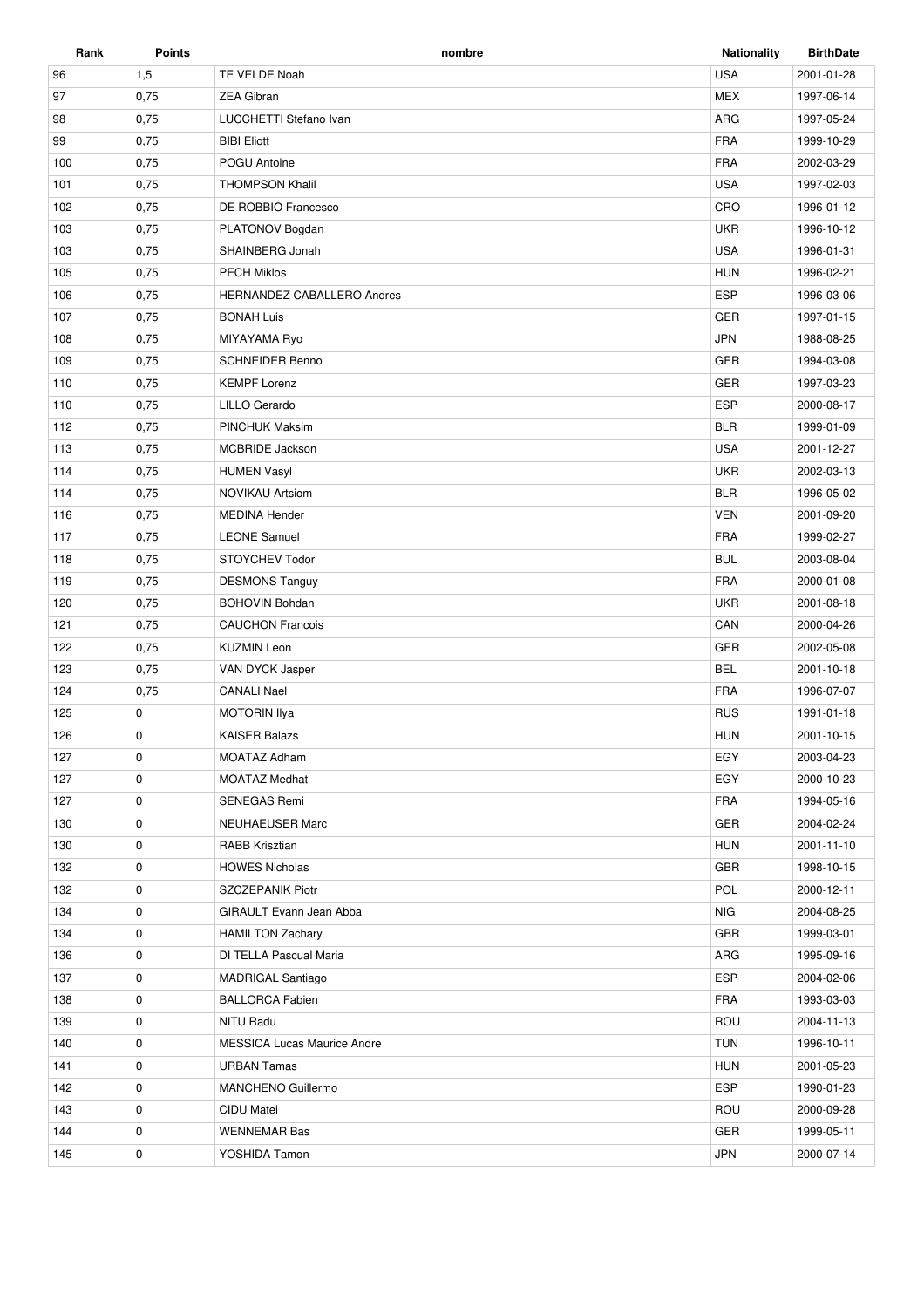| Rank | Points | nombre | Nationality | BirthDate |
| --- | --- | --- | --- | --- |
| 96 | 1,5 | TE VELDE Noah | USA | 2001-01-28 |
| 97 | 0,75 | ZEA Gibran | MEX | 1997-06-14 |
| 98 | 0,75 | LUCCHETTI Stefano Ivan | ARG | 1997-05-24 |
| 99 | 0,75 | BIBI Eliott | FRA | 1999-10-29 |
| 100 | 0,75 | POGU Antoine | FRA | 2002-03-29 |
| 101 | 0,75 | THOMPSON Khalil | USA | 1997-02-03 |
| 102 | 0,75 | DE ROBBIO Francesco | CRO | 1996-01-12 |
| 103 | 0,75 | PLATONOV Bogdan | UKR | 1996-10-12 |
| 103 | 0,75 | SHAINBERG Jonah | USA | 1996-01-31 |
| 105 | 0,75 | PECH Miklos | HUN | 1996-02-21 |
| 106 | 0,75 | HERNANDEZ CABALLERO Andres | ESP | 1996-03-06 |
| 107 | 0,75 | BONAH Luis | GER | 1997-01-15 |
| 108 | 0,75 | MIYAYAMA Ryo | JPN | 1988-08-25 |
| 109 | 0,75 | SCHNEIDER Benno | GER | 1994-03-08 |
| 110 | 0,75 | KEMPF Lorenz | GER | 1997-03-23 |
| 110 | 0,75 | LILLO Gerardo | ESP | 2000-08-17 |
| 112 | 0,75 | PINCHUK Maksim | BLR | 1999-01-09 |
| 113 | 0,75 | MCBRIDE Jackson | USA | 2001-12-27 |
| 114 | 0,75 | HUMEN Vasyl | UKR | 2002-03-13 |
| 114 | 0,75 | NOVIKAU Artsiom | BLR | 1996-05-02 |
| 116 | 0,75 | MEDINA Hender | VEN | 2001-09-20 |
| 117 | 0,75 | LEONE Samuel | FRA | 1999-02-27 |
| 118 | 0,75 | STOYCHEV Todor | BUL | 2003-08-04 |
| 119 | 0,75 | DESMONS Tanguy | FRA | 2000-01-08 |
| 120 | 0,75 | BOHOVIN Bohdan | UKR | 2001-08-18 |
| 121 | 0,75 | CAUCHON Francois | CAN | 2000-04-26 |
| 122 | 0,75 | KUZMIN Leon | GER | 2002-05-08 |
| 123 | 0,75 | VAN DYCK Jasper | BEL | 2001-10-18 |
| 124 | 0,75 | CANALI Nael | FRA | 1996-07-07 |
| 125 | 0 | MOTORIN Ilya | RUS | 1991-01-18 |
| 126 | 0 | KAISER Balazs | HUN | 2001-10-15 |
| 127 | 0 | MOATAZ Adham | EGY | 2003-04-23 |
| 127 | 0 | MOATAZ Medhat | EGY | 2000-10-23 |
| 127 | 0 | SENEGAS Remi | FRA | 1994-05-16 |
| 130 | 0 | NEUHAEUSER Marc | GER | 2004-02-24 |
| 130 | 0 | RABB Krisztian | HUN | 2001-11-10 |
| 132 | 0 | HOWES Nicholas | GBR | 1998-10-15 |
| 132 | 0 | SZCZEPANIK Piotr | POL | 2000-12-11 |
| 134 | 0 | GIRAULT Evann Jean Abba | NIG | 2004-08-25 |
| 134 | 0 | HAMILTON Zachary | GBR | 1999-03-01 |
| 136 | 0 | DI TELLA Pascual Maria | ARG | 1995-09-16 |
| 137 | 0 | MADRIGAL Santiago | ESP | 2004-02-06 |
| 138 | 0 | BALLORCA Fabien | FRA | 1993-03-03 |
| 139 | 0 | NITU Radu | ROU | 2004-11-13 |
| 140 | 0 | MESSICA Lucas Maurice Andre | TUN | 1996-10-11 |
| 141 | 0 | URBAN Tamas | HUN | 2001-05-23 |
| 142 | 0 | MANCHENO Guillermo | ESP | 1990-01-23 |
| 143 | 0 | CIDU Matei | ROU | 2000-09-28 |
| 144 | 0 | WENNEMAR Bas | GER | 1999-05-11 |
| 145 | 0 | YOSHIDA Tamon | JPN | 2000-07-14 |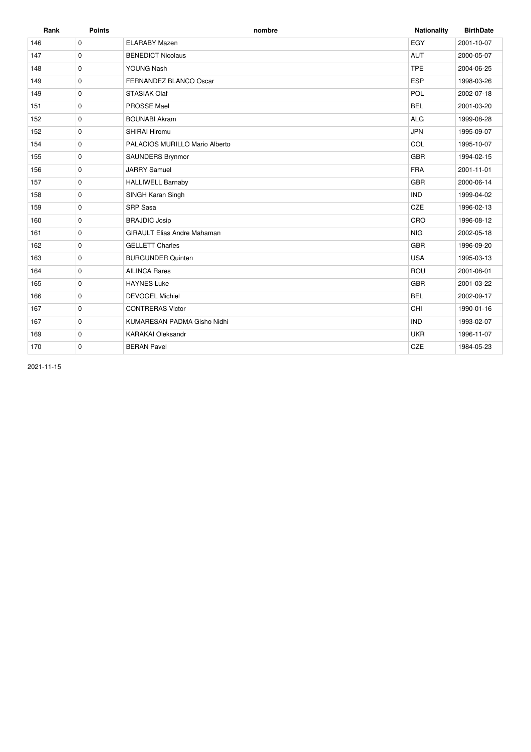| Rank | Points | nombre | Nationality | BirthDate |
| --- | --- | --- | --- | --- |
| 146 | 0 | ELARABY Mazen | EGY | 2001-10-07 |
| 147 | 0 | BENEDICT Nicolaus | AUT | 2000-05-07 |
| 148 | 0 | YOUNG Nash | TPE | 2004-06-25 |
| 149 | 0 | FERNANDEZ BLANCO Oscar | ESP | 1998-03-26 |
| 149 | 0 | STASIAK Olaf | POL | 2002-07-18 |
| 151 | 0 | PROSSE Mael | BEL | 2001-03-20 |
| 152 | 0 | BOUNABI Akram | ALG | 1999-08-28 |
| 152 | 0 | SHIRAI Hiromu | JPN | 1995-09-07 |
| 154 | 0 | PALACIOS MURILLO Mario Alberto | COL | 1995-10-07 |
| 155 | 0 | SAUNDERS Brynmor | GBR | 1994-02-15 |
| 156 | 0 | JARRY Samuel | FRA | 2001-11-01 |
| 157 | 0 | HALLIWELL Barnaby | GBR | 2000-06-14 |
| 158 | 0 | SINGH Karan Singh | IND | 1999-04-02 |
| 159 | 0 | SRP Sasa | CZE | 1996-02-13 |
| 160 | 0 | BRAJDIC Josip | CRO | 1996-08-12 |
| 161 | 0 | GIRAULT Elias Andre Mahaman | NIG | 2002-05-18 |
| 162 | 0 | GELLETT Charles | GBR | 1996-09-20 |
| 163 | 0 | BURGUNDER Quinten | USA | 1995-03-13 |
| 164 | 0 | AILINCA Rares | ROU | 2001-08-01 |
| 165 | 0 | HAYNES Luke | GBR | 2001-03-22 |
| 166 | 0 | DEVOGEL Michiel | BEL | 2002-09-17 |
| 167 | 0 | CONTRERAS Victor | CHI | 1990-01-16 |
| 167 | 0 | KUMARESAN PADMA Gisho Nidhi | IND | 1993-02-07 |
| 169 | 0 | KARAKAI Oleksandr | UKR | 1996-11-07 |
| 170 | 0 | BERAN Pavel | CZE | 1984-05-23 |

2021-11-15